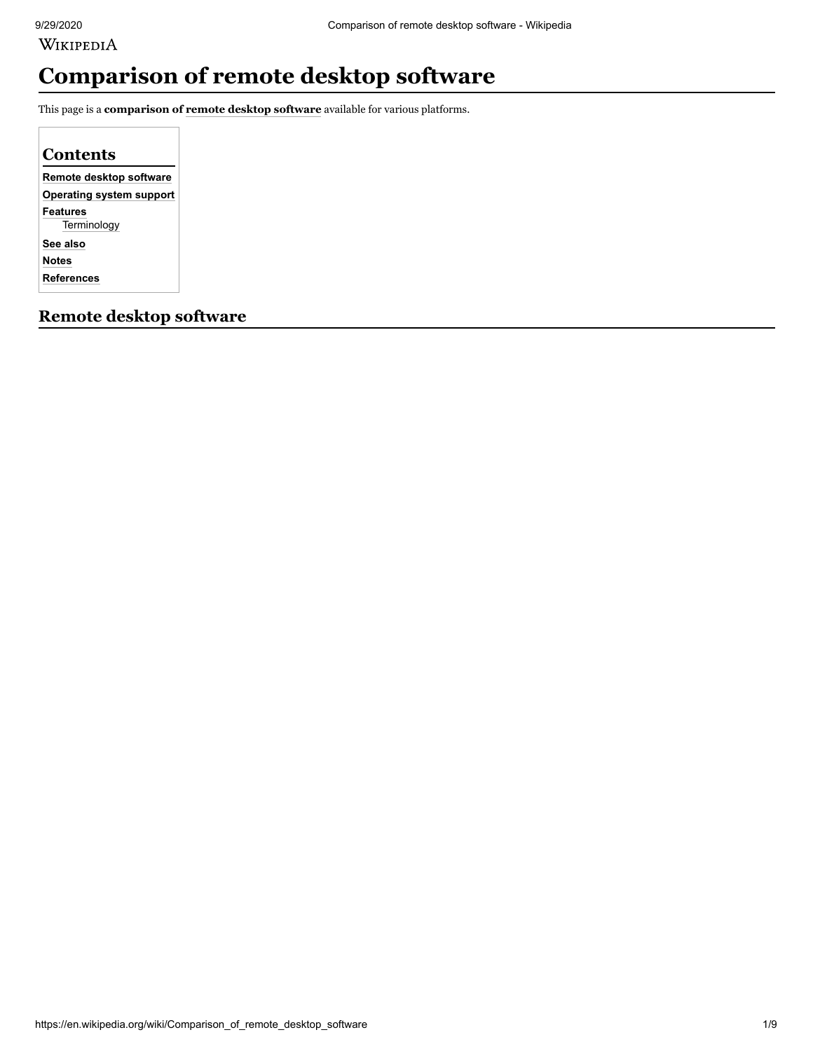# Comparison of remote desktop software

This page is a **comparison of remote desktop software** available for various platforms.

## Contents

- Remote desktop software
- Operating system support
- Features
  - Terminology
- See also
- Notes
- References

## Remote desktop software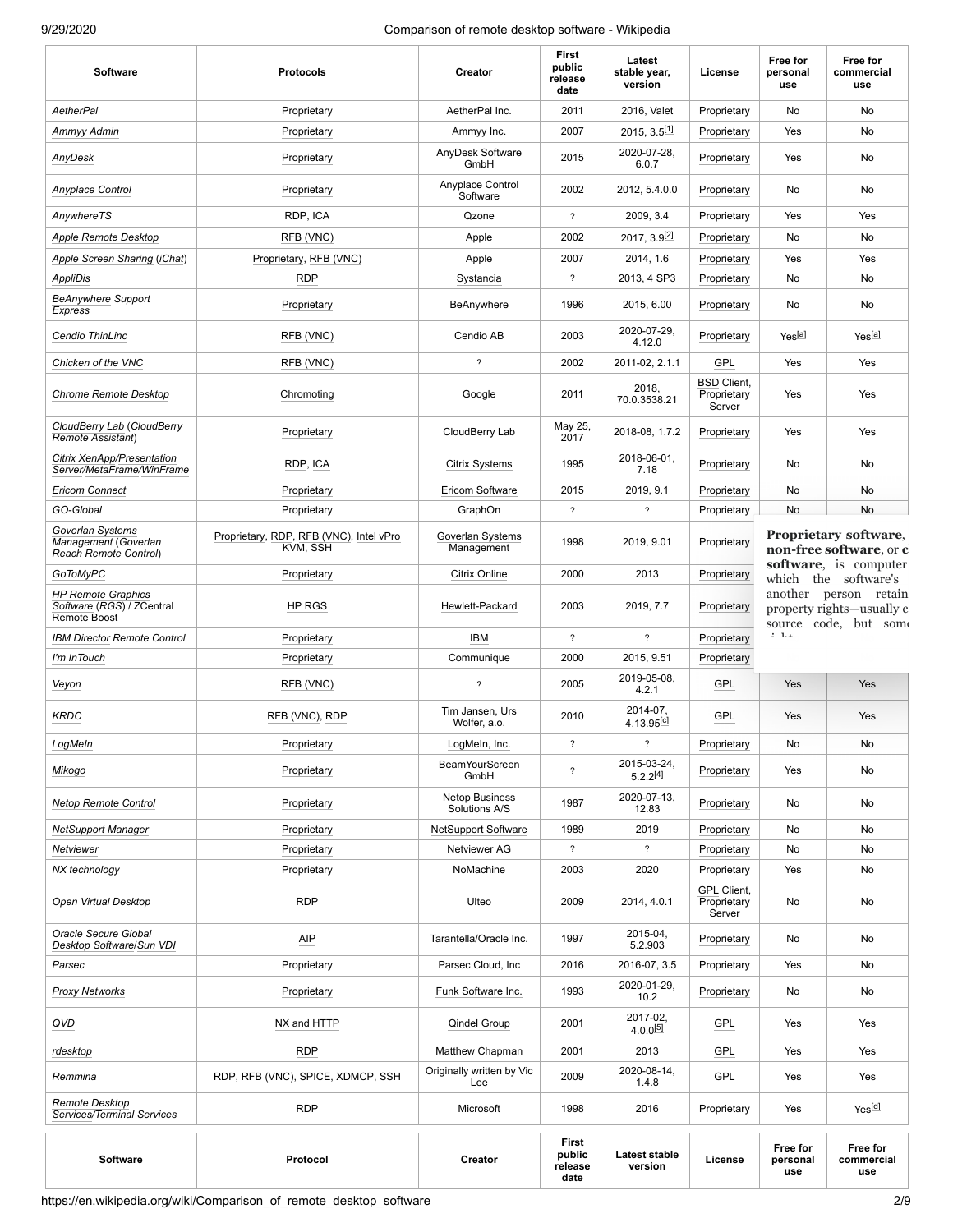| Software | Protocols | Creator | First public release date | Latest stable year, version | License | Free for personal use | Free for commercial use |
|---|---|---|---|---|---|---|---|
| *AetherPal* | Proprietary | AetherPal Inc. | 2011 | 2016, Valet | Proprietary | No | No |
| *Ammyy Admin* | Proprietary | Ammyy Inc. | 2007 | 2015, 3.5[1] | Proprietary | Yes | No |
| *AnyDesk* | Proprietary | AnyDesk Software GmbH | 2015 | 2020-07-28, 6.0.7 | Proprietary | Yes | No |
| *Anyplace Control* | Proprietary | Anyplace Control Software | 2002 | 2012, 5.4.0.0 | Proprietary | No | No |
| *AnywhereTS* | RDP, ICA | Qzone | ? | 2009, 3.4 | Proprietary | Yes | Yes |
| *Apple Remote Desktop* | RFB (VNC) | Apple | 2002 | 2017, 3.9[2] | Proprietary | No | No |
| *Apple Screen Sharing* (*iChat*) | Proprietary, RFB (VNC) | Apple | 2007 | 2014, 1.6 | Proprietary | Yes | Yes |
| *AppliDis* | RDP | Systancia | ? | 2013, 4 SP3 | Proprietary | No | No |
| *BeAnywhere Support Express* | Proprietary | BeAnywhere | 1996 | 2015, 6.00 | Proprietary | No | No |
| *Cendio ThinLinc* | RFB (VNC) | Cendio AB | 2003 | 2020-07-29, 4.12.0 | Proprietary | Yes[a] | Yes[a] |
| *Chicken of the VNC* | RFB (VNC) | ? | 2002 | 2011-02, 2.1.1 | GPL | Yes | Yes |
| *Chrome Remote Desktop* | Chromoting | Google | 2011 | 2018, 70.0.3538.21 | BSD Client, Proprietary Server | Yes | Yes |
| *CloudBerry Lab* (*CloudBerry Remote Assistant*) | Proprietary | CloudBerry Lab | May 25, 2017 | 2018-08, 1.7.2 | Proprietary | Yes | Yes |
| *Citrix XenApp/Presentation Server/MetaFrame/WinFrame* | RDP, ICA | Citrix Systems | 1995 | 2018-06-01, 7.18 | Proprietary | No | No |
| *Ericom Connect* | Proprietary | Ericom Software | 2015 | 2019, 9.1 | Proprietary | No | No |
| *GO-Global* | Proprietary | GraphOn | ? | ? | Proprietary | No | No |
| *Goverlan Systems Management* (*Goverlan Reach Remote Control*) | Proprietary, RDP, RFB (VNC), Intel vPro KVM, SSH | Goverlan Systems Management | 1998 | 2019, 9.01 | Proprietary | | |
| *GoToMyPC* | Proprietary | Citrix Online | 2000 | 2013 | Proprietary | | |
| *HP Remote Graphics Software* (*RGS*) / ZCentral Remote Boost | HP RGS | Hewlett-Packard | 2003 | 2019, 7.7 | Proprietary | | |
| *IBM Director Remote Control* | Proprietary | IBM | ? | ? | Proprietary | | |
| *I'm InTouch* | Proprietary | Communique | 2000 | 2015, 9.51 | Proprietary | | |
| *Veyon* | RFB (VNC) | ? | 2005 | 2019-05-08, 4.2.1 | GPL | Yes | Yes |
| *KRDC* | RFB (VNC), RDP | Tim Jansen, Urs Wolfer, a.o. | 2010 | 2014-07, 4.13.95[c] | GPL | Yes | Yes |
| *LogMeIn* | Proprietary | LogMeIn, Inc. | ? | ? | Proprietary | No | No |
| *Mikogo* | Proprietary | BeamYourScreen GmbH | ? | 2015-03-24, 5.2.2[4] | Proprietary | Yes | No |
| *Netop Remote Control* | Proprietary | Netop Business Solutions A/S | 1987 | 2020-07-13, 12.83 | Proprietary | No | No |
| *NetSupport Manager* | Proprietary | NetSupport Software | 1989 | 2019 | Proprietary | No | No |
| *Netviewer* | Proprietary | Netviewer AG | ? | ? | Proprietary | No | No |
| *NX technology* | Proprietary | NoMachine | 2003 | 2020 | Proprietary | Yes | No |
| *Open Virtual Desktop* | RDP | Ulteo | 2009 | 2014, 4.0.1 | GPL Client, Proprietary Server | No | No |
| *Oracle Secure Global Desktop Software/Sun VDI* | AIP | Tarantella/Oracle Inc. | 1997 | 2015-04, 5.2.903 | Proprietary | No | No |
| *Parsec* | Proprietary | Parsec Cloud, Inc | 2016 | 2016-07, 3.5 | Proprietary | Yes | No |
| *Proxy Networks* | Proprietary | Funk Software Inc. | 1993 | 2020-01-29, 10.2 | Proprietary | No | No |
| *QVD* | NX and HTTP | Qindel Group | 2001 | 2017-02, 4.0.0[5] | GPL | Yes | Yes |
| *rdesktop* | RDP | Matthew Chapman | 2001 | 2013 | GPL | Yes | Yes |
| *Remmina* | RDP, RFB (VNC), SPICE, XDMCP, SSH | Originally written by Vic Lee | 2009 | 2020-08-14, 1.4.8 | GPL | Yes | Yes |
| *Remote Desktop Services/Terminal Services* | RDP | Microsoft | 1998 | 2016 | Proprietary | Yes | Yes[d] |
| **Software** | **Protocol** | **Creator** | **First public release date** | **Latest stable version** | **License** | **Free for personal use** | **Free for commercial use** |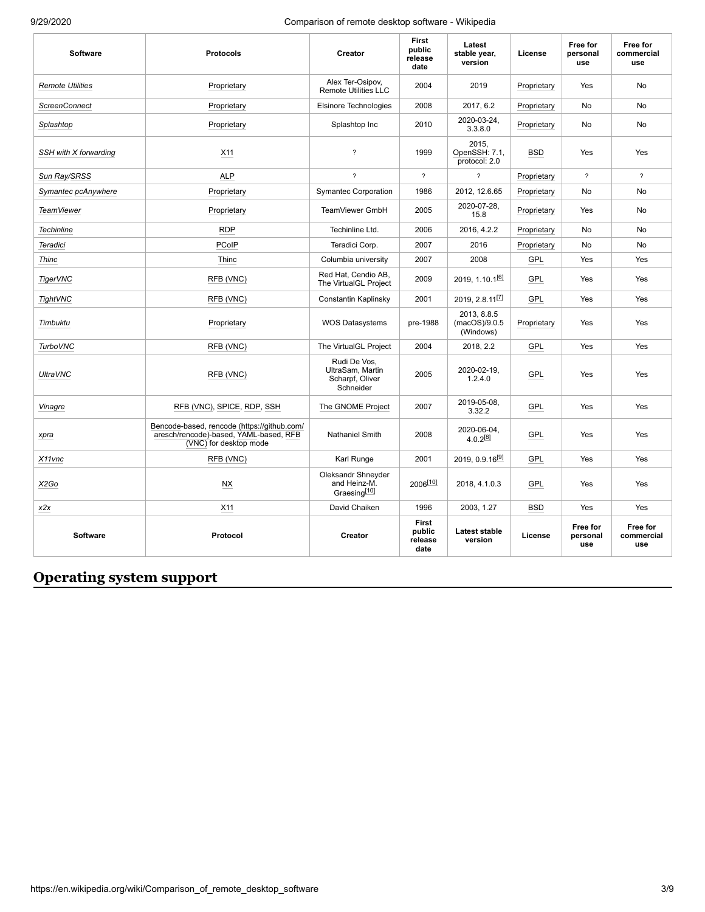| Software | Protocols | Creator | First public release date | Latest stable year, version | License | Free for personal use | Free for commercial use |
|---|---|---|---|---|---|---|---|
| *Remote Utilities* | Proprietary | Alex Ter-Osipov, Remote Utilities LLC | 2004 | 2019 | Proprietary | Yes | No |
| *ScreenConnect* | Proprietary | Elsinore Technologies | 2008 | 2017, 6.2 | Proprietary | No | No |
| *Splashtop* | Proprietary | Splashtop Inc | 2010 | 2020-03-24, 3.3.8.0 | Proprietary | No | No |
| *SSH with X forwarding* | X11 | ? | 1999 | 2015, OpenSSH: 7.1, protocol: 2.0 | BSD | Yes | Yes |
| *Sun Ray/SRSS* | ALP | ? | ? | ? | Proprietary | ? | ? |
| *Symantec pcAnywhere* | Proprietary | Symantec Corporation | 1986 | 2012, 12.6.65 | Proprietary | No | No |
| *TeamViewer* | Proprietary | TeamViewer GmbH | 2005 | 2020-07-28, 15.8 | Proprietary | Yes | No |
| *Techinline* | RDP | Techinline Ltd. | 2006 | 2016, 4.2.2 | Proprietary | No | No |
| *Teradici* | PCoIP | Teradici Corp. | 2007 | 2016 | Proprietary | No | No |
| *Thinc* | Thinc | Columbia university | 2007 | 2008 | GPL | Yes | Yes |
| *TigerVNC* | RFB (VNC) | Red Hat, Cendio AB, The VirtualGL Project | 2009 | 2019, 1.10.1[6] | GPL | Yes | Yes |
| *TightVNC* | RFB (VNC) | Constantin Kaplinsky | 2001 | 2019, 2.8.11[7] | GPL | Yes | Yes |
| *Timbuktu* | Proprietary | WOS Datasystems | pre-1988 | 2013, 8.8.5 (macOS)/9.0.5 (Windows) | Proprietary | Yes | Yes |
| *TurboVNC* | RFB (VNC) | The VirtualGL Project | 2004 | 2018, 2.2 | GPL | Yes | Yes |
| *UltraVNC* | RFB (VNC) | Rudi De Vos, UltraSam, Martin Scharpf, Oliver Schneider | 2005 | 2020-02-19, 1.2.4.0 | GPL | Yes | Yes |
| *Vinagre* | RFB (VNC), SPICE, RDP, SSH | The GNOME Project | 2007 | 2019-05-08, 3.32.2 | GPL | Yes | Yes |
| *xpra* | Bencode-based, rencode (https://github.com/aresch/rencode)-based, YAML-based, RFB (VNC) for desktop mode | Nathaniel Smith | 2008 | 2020-06-04, 4.0.2[8] | GPL | Yes | Yes |
| *X11vnc* | RFB (VNC) | Karl Runge | 2001 | 2019, 0.9.16[9] | GPL | Yes | Yes |
| *X2Go* | NX | Oleksandr Shneyder and Heinz-M. Graesing[10] | 2006[10] | 2018, 4.1.0.3 | GPL | Yes | Yes |
| *x2x* | X11 | David Chaiken | 1996 | 2003, 1.27 | BSD | Yes | Yes |
| **Software** | **Protocol** | **Creator** | **First public release date** | **Latest stable version** | **License** | **Free for personal use** | **Free for commercial use** |

## Operating system support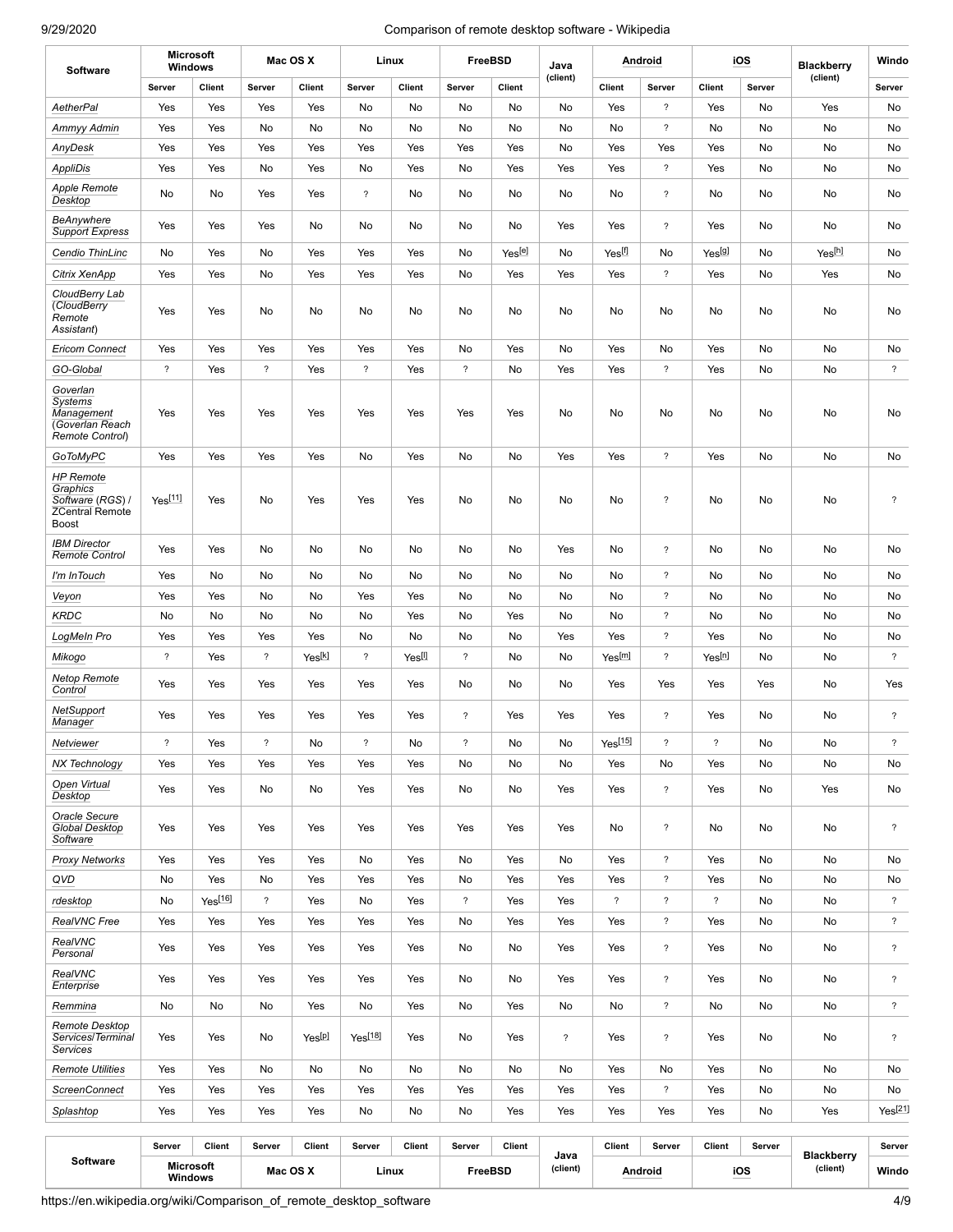| Software | Microsoft Windows | | Mac OS X | | Linux | | FreeBSD | | Java (client) | Android | | iOS | | Blackberry (client) | Windo |
|---|---|---|---|---|---|---|---|---|---|---|---|---|---|---|---|
| | Server | Client | Server | Client | Server | Client | Server | Client | | Client | Server | Client | Server | | Server |
| *AetherPal* | Yes | Yes | Yes | Yes | No | No | No | No | No | Yes | ? | Yes | No | Yes | No |
| *Ammyy Admin* | Yes | Yes | No | No | No | No | No | No | No | No | ? | No | No | No | No |
| *AnyDesk* | Yes | Yes | Yes | Yes | Yes | Yes | Yes | Yes | No | Yes | Yes | Yes | No | No | No |
| *AppliDis* | Yes | Yes | No | Yes | No | Yes | No | Yes | Yes | Yes | ? | Yes | No | No | No |
| *Apple Remote Desktop* | No | No | Yes | Yes | ? | No | No | No | No | No | ? | No | No | No | No |
| *BeAnywhere Support Express* | Yes | Yes | Yes | No | No | No | No | No | Yes | Yes | ? | Yes | No | No | No |
| *Cendio ThinLinc* | No | Yes | No | Yes | Yes | Yes | No | Yes[e] | No | Yes[f] | No | Yes[g] | No | Yes[h] | No |
| *Citrix XenApp* | Yes | Yes | No | Yes | Yes | Yes | No | Yes | Yes | Yes | ? | Yes | No | Yes | No |
| *CloudBerry Lab* (*CloudBerry Remote Assistant*) | Yes | Yes | No | No | No | No | No | No | No | No | No | No | No | No | No |
| *Ericom Connect* | Yes | Yes | Yes | Yes | Yes | Yes | No | Yes | No | Yes | No | Yes | No | No | No |
| *GO-Global* | ? | Yes | ? | Yes | ? | Yes | ? | No | Yes | Yes | ? | Yes | No | No | ? |
| *Goverlan Systems Management* (*Goverlan Reach Remote Control*) | Yes | Yes | Yes | Yes | Yes | Yes | Yes | Yes | No | No | No | No | No | No | No |
| *GoToMyPC* | Yes | Yes | Yes | Yes | No | Yes | No | No | Yes | Yes | ? | Yes | No | No | No |
| *HP Remote Graphics Software* (RGS) / ZCentral Remote Boost | Yes[11] | Yes | No | Yes | Yes | Yes | No | No | No | No | ? | No | No | No | ? |
| *IBM Director Remote Control* | Yes | Yes | No | No | No | No | No | No | Yes | No | ? | No | No | No | No |
| *I'm InTouch* | Yes | No | No | No | No | No | No | No | No | No | ? | No | No | No | No |
| *Veyon* | Yes | Yes | No | No | Yes | Yes | No | No | No | No | ? | No | No | No | No |
| *KRDC* | No | No | No | No | No | Yes | No | Yes | No | No | ? | No | No | No | No |
| *LogMeIn Pro* | Yes | Yes | Yes | Yes | No | No | No | No | Yes | Yes | ? | Yes | No | No | No |
| *Mikogo* | ? | Yes | ? | Yes[k] | ? | Yes[l] | ? | No | No | Yes[m] | ? | Yes[n] | No | No | ? |
| *Netop Remote Control* | Yes | Yes | Yes | Yes | Yes | Yes | No | No | No | Yes | Yes | Yes | Yes | No | Yes |
| *NetSupport Manager* | Yes | Yes | Yes | Yes | Yes | Yes | ? | Yes | Yes | Yes | ? | Yes | No | No | ? |
| *Netviewer* | ? | Yes | ? | No | ? | No | ? | No | No | Yes[15] | ? | ? | No | No | ? |
| *NX Technology* | Yes | Yes | Yes | Yes | Yes | Yes | No | No | No | Yes | No | Yes | No | No | No |
| *Open Virtual Desktop* | Yes | Yes | No | No | Yes | Yes | No | No | Yes | Yes | ? | Yes | No | Yes | No |
| *Oracle Secure Global Desktop Software* | Yes | Yes | Yes | Yes | Yes | Yes | Yes | Yes | Yes | No | ? | No | No | No | ? |
| *Proxy Networks* | Yes | Yes | Yes | Yes | No | Yes | No | Yes | No | Yes | ? | Yes | No | No | No |
| *QVD* | No | Yes | No | Yes | Yes | Yes | No | Yes | Yes | Yes | ? | Yes | No | No | No |
| *rdesktop* | No | Yes[16] | ? | Yes | No | Yes | ? | Yes | Yes | ? | ? | ? | No | No | ? |
| *RealVNC Free* | Yes | Yes | Yes | Yes | Yes | Yes | No | Yes | Yes | Yes | ? | Yes | No | No | ? |
| *RealVNC Personal* | Yes | Yes | Yes | Yes | Yes | Yes | No | No | Yes | Yes | ? | Yes | No | No | ? |
| *RealVNC Enterprise* | Yes | Yes | Yes | Yes | Yes | Yes | No | No | Yes | Yes | ? | Yes | No | No | ? |
| *Remmina* | No | No | No | Yes | No | Yes | No | Yes | No | No | ? | No | No | No | ? |
| *Remote Desktop Services/Terminal Services* | Yes | Yes | No | Yes[p] | Yes[18] | Yes | No | Yes | ? | Yes | ? | Yes | No | No | ? |
| *Remote Utilities* | Yes | Yes | No | No | No | No | No | No | No | Yes | No | Yes | No | No | No |
| *ScreenConnect* | Yes | Yes | Yes | Yes | Yes | Yes | Yes | Yes | Yes | Yes | ? | Yes | No | No | No |
| *Splashtop* | Yes | Yes | Yes | Yes | No | No | No | Yes | Yes | Yes | Yes | Yes | No | Yes | Yes[21] |
| | Server | Client | Server | Client | Server | Client | Server | Client | | Client | Server | Client | Server | | Server |
| Software | Microsoft Windows | | Mac OS X | | Linux | | FreeBSD | | Java (client) | Android | | iOS | | Blackberry (client) | Windo |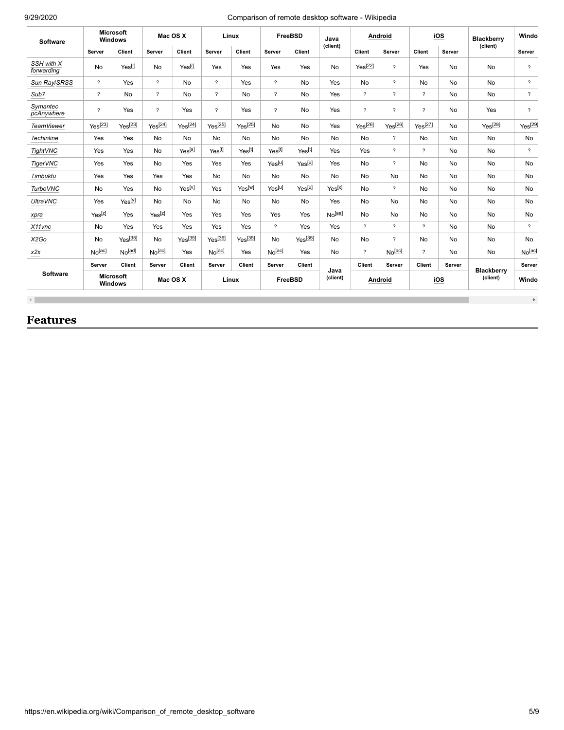| Software | Microsoft Windows | | Mac OS X | | Linux | | FreeBSD | | Java (client) | Android | | iOS | | Blackberry (client) | Windo |
|---|---|---|---|---|---|---|---|---|---|---|---|---|---|---|---|
| | Server | Client | Server | Client | Server | Client | Server | Client | | Client | Server | Client | Server | | Server |
| *SSH with X forwarding* | No | Yes[r] | No | Yes[r] | Yes | Yes | Yes | Yes | No | Yes[22] | ? | Yes | No | No | ? |
| *Sun Ray/SRSS* | ? | Yes | ? | No | ? | Yes | ? | No | Yes | No | ? | No | No | No | ? |
| *Sub7* | ? | No | ? | No | ? | No | ? | No | Yes | ? | ? | ? | No | No | ? |
| *Symantec pcAnywhere* | ? | Yes | ? | Yes | ? | Yes | ? | No | Yes | ? | ? | ? | No | Yes | ? |
| *TeamViewer* | Yes[23] | Yes[23] | Yes[24] | Yes[24] | Yes[25] | Yes[25] | No | No | Yes | Yes[26] | Yes[26] | Yes[27] | No | Yes[28] | Yes[29] |
| *Techinline* | Yes | Yes | No | No | No | No | No | No | No | No | ? | No | No | No | No |
| *TightVNC* | Yes | Yes | No | Yes[s] | Yes[t] | Yes[t] | Yes[t] | Yes[t] | Yes | Yes | ? | ? | No | No | ? |
| *TigerVNC* | Yes | Yes | No | Yes | Yes | Yes | Yes[u] | Yes[u] | Yes | No | ? | No | No | No | No |
| *Timbuktu* | Yes | Yes | Yes | Yes | No | No | No | No | No | No | No | No | No | No | No |
| *TurboVNC* | No | Yes | No | Yes[v] | Yes | Yes[w] | Yes[u] | Yes[u] | Yes[x] | No | ? | No | No | No | No |
| *UltraVNC* | Yes | Yes[y] | No | No | No | No | No | No | Yes | No | No | No | No | No | No |
| *xpra* | Yes[z] | Yes | Yes[z] | Yes | Yes | Yes | Yes | Yes | No[aa] | No | No | No | No | No | No |
| *X11vnc* | No | Yes | Yes | Yes | Yes | Yes | ? | Yes | Yes | ? | ? | ? | No | No | ? |
| *X2Go* | No | Yes[35] | No | Yes[35] | Yes[36] | Yes[35] | No | Yes[35] | No | No | ? | No | No | No | No |
| *x2x* | No[ac] | No[ad] | No[ac] | Yes | No[ac] | Yes | No[ac] | Yes | No | ? | No[ac] | ? | No | No | No[ac] |
| | Server | Client | Server | Client | Server | Client | Server | Client | | Client | Server | Client | Server | | Server |
| Software | Microsoft Windows | | Mac OS X | | Linux | | FreeBSD | | Java (client) | Android | | iOS | | Blackberry (client) | Windo |

## Features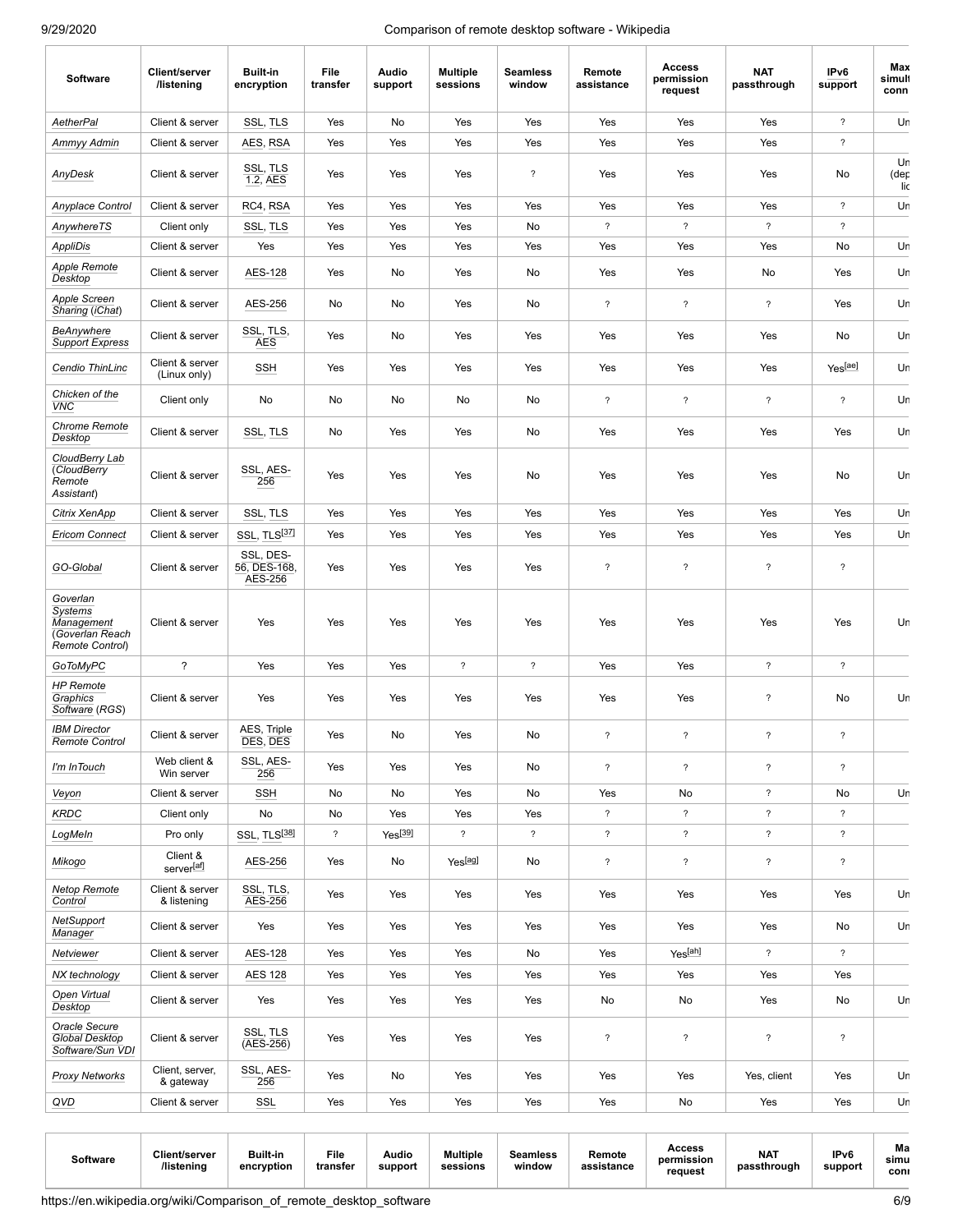| Software | Client/server /listening | Built-in encryption | File transfer | Audio support | Multiple sessions | Seamless window | Remote assistance | Access permission request | NAT passthrough | IPv6 support | Max simult conn |
|---|---|---|---|---|---|---|---|---|---|---|---|
| *AetherPal* | Client & server | SSL, TLS | Yes | No | Yes | Yes | Yes | Yes | Yes | ? | Un |
| *Ammyy Admin* | Client & server | AES, RSA | Yes | Yes | Yes | Yes | Yes | Yes | Yes | ? | |
| *AnyDesk* | Client & server | SSL, TLS 1.2, AES | Yes | Yes | Yes | ? | Yes | Yes | Yes | No | Un (dep lic |
| *Anyplace Control* | Client & server | RC4, RSA | Yes | Yes | Yes | Yes | Yes | Yes | Yes | ? | Un |
| *AnywhereTS* | Client only | SSL, TLS | Yes | Yes | Yes | No | ? | ? | ? | ? | |
| *AppliDis* | Client & server | Yes | Yes | Yes | Yes | Yes | Yes | Yes | Yes | No | Un |
| *Apple Remote Desktop* | Client & server | AES-128 | Yes | No | Yes | No | Yes | Yes | No | Yes | Un |
| *Apple Screen Sharing* (*iChat*) | Client & server | AES-256 | No | No | Yes | No | ? | ? | ? | Yes | Un |
| *BeAnywhere Support Express* | Client & server | SSL, TLS, AES | Yes | No | Yes | Yes | Yes | Yes | Yes | No | Un |
| *Cendio ThinLinc* | Client & server (Linux only) | SSH | Yes | Yes | Yes | Yes | Yes | Yes | Yes | Yes[ae] | Un |
| *Chicken of the VNC* | Client only | No | No | No | No | No | ? | ? | ? | ? | Un |
| *Chrome Remote Desktop* | Client & server | SSL, TLS | No | Yes | Yes | No | Yes | Yes | Yes | Yes | Un |
| *CloudBerry Lab* (*CloudBerry Remote Assistant*) | Client & server | SSL, AES-256 | Yes | Yes | Yes | No | Yes | Yes | Yes | No | Un |
| *Citrix XenApp* | Client & server | SSL, TLS | Yes | Yes | Yes | Yes | Yes | Yes | Yes | Yes | Un |
| *Ericom Connect* | Client & server | SSL, TLS[37] | Yes | Yes | Yes | Yes | Yes | Yes | Yes | Yes | Un |
| *GO-Global* | Client & server | SSL, DES-56, DES-168, AES-256 | Yes | Yes | Yes | Yes | ? | ? | ? | ? | |
| *Goverlan Systems Management* (*Goverlan Reach Remote Control*) | Client & server | Yes | Yes | Yes | Yes | Yes | Yes | Yes | Yes | Yes | Un |
| *GoToMyPC* | ? | Yes | Yes | Yes | ? | ? | Yes | Yes | ? | ? | |
| *HP Remote Graphics Software* (*RGS*) | Client & server | Yes | Yes | Yes | Yes | Yes | Yes | Yes | ? | No | Un |
| *IBM Director Remote Control* | Client & server | AES, Triple DES, DES | Yes | No | Yes | No | ? | ? | ? | ? | |
| *I'm InTouch* | Web client & Win server | SSL, AES-256 | Yes | Yes | Yes | No | ? | ? | ? | ? | |
| *Veyon* | Client & server | SSH | No | No | Yes | No | Yes | No | ? | No | Un |
| *KRDC* | Client only | No | No | Yes | Yes | Yes | ? | ? | ? | ? | |
| *LogMeIn* | Pro only | SSL, TLS[38] | ? | Yes[39] | ? | ? | ? | ? | ? | ? | |
| *Mikogo* | Client & server[af] | AES-256 | Yes | No | Yes[ag] | No | ? | ? | ? | ? | |
| *Netop Remote Control* | Client & server & listening | SSL, TLS, AES-256 | Yes | Yes | Yes | Yes | Yes | Yes | Yes | Yes | Un |
| *NetSupport Manager* | Client & server | Yes | Yes | Yes | Yes | Yes | Yes | Yes | Yes | No | Un |
| *Netviewer* | Client & server | AES-128 | Yes | Yes | Yes | No | Yes | Yes[ah] | ? | ? | |
| *NX technology* | Client & server | AES 128 | Yes | Yes | Yes | Yes | Yes | Yes | Yes | Yes | |
| *Open Virtual Desktop* | Client & server | Yes | Yes | Yes | Yes | Yes | No | No | Yes | No | Un |
| *Oracle Secure Global Desktop Software/Sun VDI* | Client & server | SSL, TLS (AES-256) | Yes | Yes | Yes | Yes | ? | ? | ? | ? | |
| *Proxy Networks* | Client, server, & gateway | SSL, AES-256 | Yes | No | Yes | Yes | Yes | Yes | Yes, client | Yes | Un |
| *QVD* | Client & server | SSL | Yes | Yes | Yes | Yes | Yes | No | Yes | Yes | Un |
| **Software** | **Client/server /listening** | **Built-in encryption** | **File transfer** | **Audio support** | **Multiple sessions** | **Seamless window** | **Remote assistance** | **Access permission request** | **NAT passthrough** | **IPv6 support** | **Max simu conn** |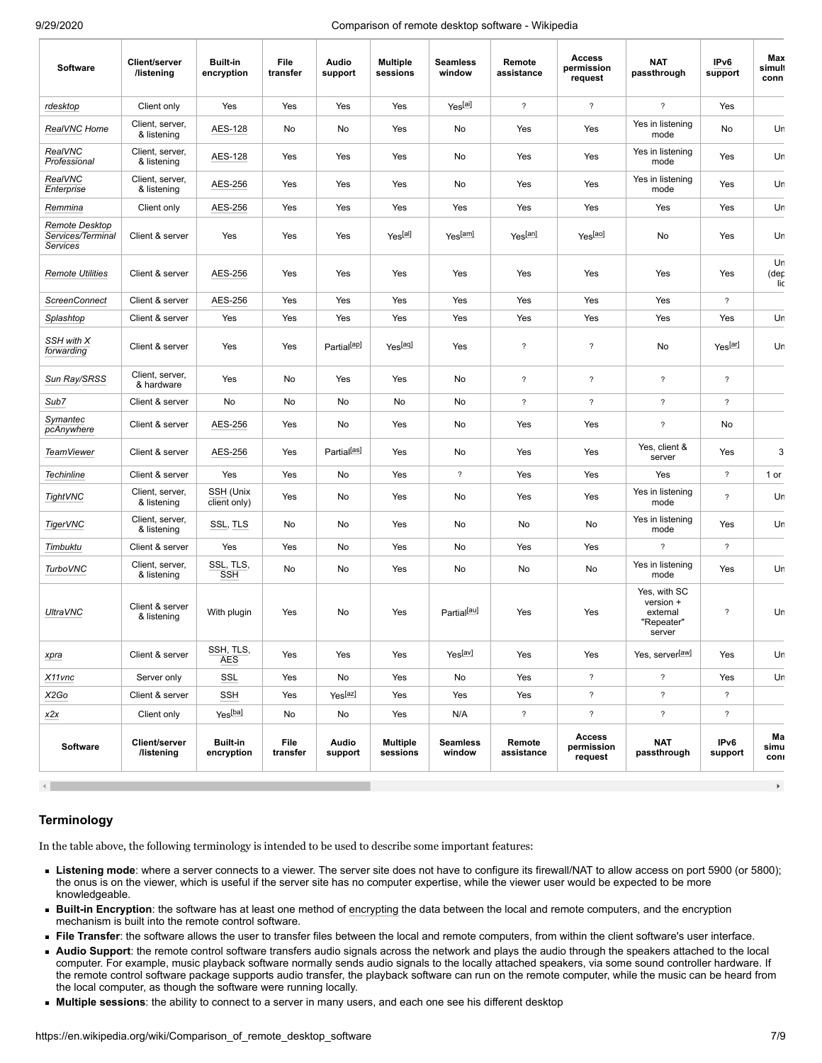| Software | Client/server /listening | Built-in encryption | File transfer | Audio support | Multiple sessions | Seamless window | Remote assistance | Access permission request | NAT passthrough | IPv6 support | Max simult conn |
|---|---|---|---|---|---|---|---|---|---|---|---|
| *rdesktop* | Client only | Yes | Yes | Yes | Yes | Yes[ai] | ? | ? | ? | Yes | |
| *RealVNC Home* | Client, server, & listening | AES-128 | No | No | Yes | No | Yes | Yes | Yes in listening mode | No | Un |
| *RealVNC Professional* | Client, server, & listening | AES-128 | Yes | Yes | Yes | No | Yes | Yes | Yes in listening mode | Yes | Un |
| *RealVNC Enterprise* | Client, server, & listening | AES-256 | Yes | Yes | Yes | No | Yes | Yes | Yes in listening mode | Yes | Un |
| *Remmina* | Client only | AES-256 | Yes | Yes | Yes | Yes | Yes | Yes | Yes | Yes | Un |
| *Remote Desktop Services/Terminal Services* | Client & server | Yes | Yes | Yes | Yes[al] | Yes[am] | Yes[an] | Yes[ao] | No | Yes | Un |
| *Remote Utilities* | Client & server | AES-256 | Yes | Yes | Yes | Yes | Yes | Yes | Yes | Yes | Un (dep lic |
| *ScreenConnect* | Client & server | AES-256 | Yes | Yes | Yes | Yes | Yes | Yes | Yes | ? | |
| *Splashtop* | Client & server | Yes | Yes | Yes | Yes | Yes | Yes | Yes | Yes | Yes | Un |
| *SSH with X forwarding* | Client & server | Yes | Yes | Partial[ap] | Yes[aq] | Yes | ? | ? | No | Yes[ar] | Un |
| *Sun Ray/SRSS* | Client, server, & hardware | Yes | No | Yes | Yes | No | ? | ? | ? | ? | |
| *Sub7* | Client & server | No | No | No | No | No | ? | ? | ? | ? | |
| *Symantec pcAnywhere* | Client & server | AES-256 | Yes | No | Yes | No | Yes | Yes | ? | No | |
| *TeamViewer* | Client & server | AES-256 | Yes | Partial[as] | Yes | No | Yes | Yes | Yes, client & server | Yes | 3 |
| *Techinline* | Client & server | Yes | Yes | No | Yes | ? | Yes | Yes | Yes | ? | 1 or |
| *TightVNC* | Client, server, & listening | SSH (Unix client only) | Yes | No | Yes | No | Yes | Yes | Yes in listening mode | ? | Un |
| *TigerVNC* | Client, server, & listening | SSL, TLS | No | No | Yes | No | No | No | Yes in listening mode | Yes | Un |
| *Timbuktu* | Client & server | Yes | Yes | No | Yes | No | Yes | Yes | ? | ? | |
| *TurboVNC* | Client, server, & listening | SSL, TLS, SSH | No | No | Yes | No | No | No | Yes in listening mode | Yes | Un |
| *UltraVNC* | Client & server & listening | With plugin | Yes | No | Yes | Partial[au] | Yes | Yes | Yes, with SC version + external "Repeater" server | ? | Un |
| *xpra* | Client & server | SSH, TLS, AES | Yes | Yes | Yes | Yes[av] | Yes | Yes | Yes, server[aw] | Yes | Un |
| *X11vnc* | Server only | SSL | Yes | No | Yes | No | Yes | ? | ? | Yes | Un |
| *X2Go* | Client & server | SSH | Yes | Yes[az] | Yes | Yes | Yes | ? | ? | ? | |
| *x2x* | Client only | Yes[ba] | No | No | Yes | N/A | ? | ? | ? | ? | |
| **Software** | **Client/server /listening** | **Built-in encryption** | **File transfer** | **Audio support** | **Multiple sessions** | **Seamless window** | **Remote assistance** | **Access permission request** | **NAT passthrough** | **IPv6 support** | **Ma simu conn** |

## Terminology

In the table above, the following terminology is intended to be used to describe some important features:

- **Listening mode**: where a server connects to a viewer. The server site does not have to configure its firewall/NAT to allow access on port 5900 (or 5800); the onus is on the viewer, which is useful if the server site has no computer expertise, while the viewer user would be expected to be more knowledgeable.
- **Built-in Encryption**: the software has at least one method of encrypting the data between the local and remote computers, and the encryption mechanism is built into the remote control software.
- **File Transfer**: the software allows the user to transfer files between the local and remote computers, from within the client software's user interface.
- **Audio Support**: the remote control software transfers audio signals across the network and plays the audio through the speakers attached to the local computer. For example, music playback software normally sends audio signals to the locally attached speakers, via some sound controller hardware. If the remote control software package supports audio transfer, the playback software can run on the remote computer, while the music can be heard from the local computer, as though the software were running locally.
- **Multiple sessions**: the ability to connect to a server in many users, and each one see his different desktop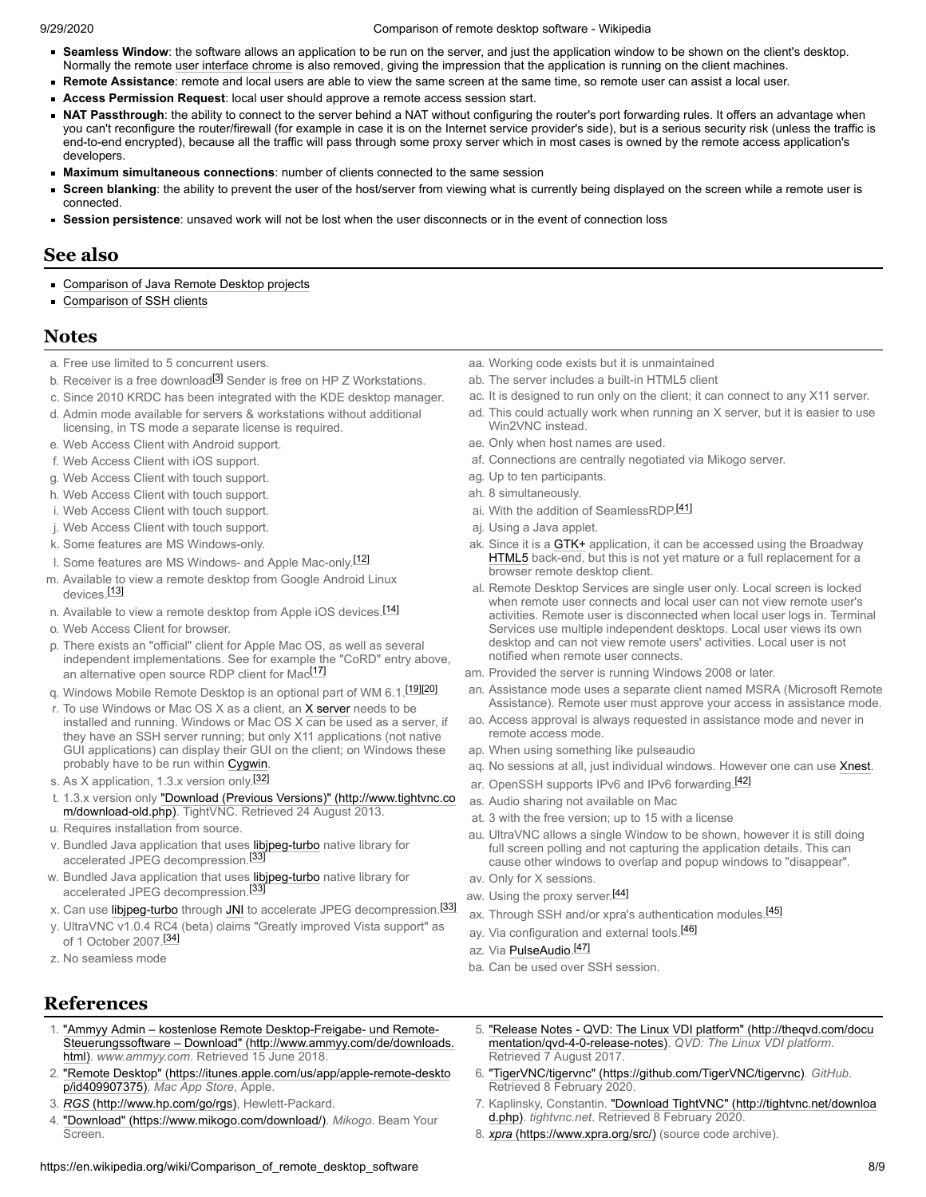- **Seamless Window**: the software allows an application to be run on the server, and just the application window to be shown on the client's desktop. Normally the remote user interface chrome is also removed, giving the impression that the application is running on the client machines.
- **Remote Assistance**: remote and local users are able to view the same screen at the same time, so remote user can assist a local user.
- **Access Permission Request**: local user should approve a remote access session start.
- **NAT Passthrough**: the ability to connect to the server behind a NAT without configuring the router's port forwarding rules. It offers an advantage when you can't reconfigure the router/firewall (for example in case it is on the Internet service provider's side), but is a serious security risk (unless the traffic is end-to-end encrypted), because all the traffic will pass through some proxy server which in most cases is owned by the remote access application's developers.
- **Maximum simultaneous connections**: number of clients connected to the same session
- **Screen blanking**: the ability to prevent the user of the host/server from viewing what is currently being displayed on the screen while a remote user is connected.
- **Session persistence**: unsaved work will not be lost when the user disconnects or in the event of connection loss

## See also

- Comparison of Java Remote Desktop projects
- Comparison of SSH clients

## Notes

a. Free use limited to 5 concurrent users.
b. Receiver is a free download[3] Sender is free on HP Z Workstations.
c. Since 2010 KRDC has been integrated with the KDE desktop manager.
d. Admin mode available for servers & workstations without additional licensing, in TS mode a separate license is required.
e. Web Access Client with Android support.
f. Web Access Client with iOS support.
g. Web Access Client with touch support.
h. Web Access Client with touch support.
i. Web Access Client with touch support.
j. Web Access Client with touch support.
k. Some features are MS Windows-only.
l. Some features are MS Windows- and Apple Mac-only.[12]
m. Available to view a remote desktop from Google Android Linux devices.[13]
n. Available to view a remote desktop from Apple iOS devices.[14]
o. Web Access Client for browser.
p. There exists an "official" client for Apple Mac OS, as well as several independent implementations. See for example the "CoRD" entry above, an alternative open source RDP client for Mac[17]
q. Windows Mobile Remote Desktop is an optional part of WM 6.1.[19][20]
r. To use Windows or Mac OS X as a client, an X server needs to be installed and running. Windows or Mac OS X can be used as a server, if they have an SSH server running; but only X11 applications (not native GUI applications) can display their GUI on the client; on Windows these probably have to be run within Cygwin.
s. As X application, 1.3.x version only.[32]
t. 1.3.x version only "Download (Previous Versions)" (http://www.tightvnc.com/download-old.php). TightVNC. Retrieved 24 August 2013.
u. Requires installation from source.
v. Bundled Java application that uses libjpeg-turbo native library for accelerated JPEG decompression.[33]
w. Bundled Java application that uses libjpeg-turbo native library for accelerated JPEG decompression.[33]
x. Can use libjpeg-turbo through JNI to accelerate JPEG decompression.[33]
y. UltraVNC v1.0.4 RC4 (beta) claims "Greatly improved Vista support" as of 1 October 2007.[34]
z. No seamless mode

aa. Working code exists but it is unmaintained
ab. The server includes a built-in HTML5 client
ac. It is designed to run only on the client; it can connect to any X11 server.
ad. This could actually work when running an X server, but it is easier to use Win2VNC instead.
ae. Only when host names are used.
af. Connections are centrally negotiated via Mikogo server.
ag. Up to ten participants.
ah. 8 simultaneously.
ai. With the addition of SeamlessRDP.[41]
aj. Using a Java applet.
ak. Since it is a GTK+ application, it can be accessed using the Broadway HTML5 back-end, but this is not yet mature or a full replacement for a browser remote desktop client.
al. Remote Desktop Services are single user only. Local screen is locked when remote user connects and local user can not view remote user's activities. Remote user is disconnected when local user logs in. Terminal Services use multiple independent desktops. Local user views its own desktop and can not view remote users' activities. Local user is not notified when remote user connects.
am. Provided the server is running Windows 2008 or later.
an. Assistance mode uses a separate client named MSRA (Microsoft Remote Assistance). Remote user must approve your access in assistance mode.
ao. Access approval is always requested in assistance mode and never in remote access mode.
ap. When using something like pulseaudio
aq. No sessions at all, just individual windows. However one can use Xnest.
ar. OpenSSH supports IPv6 and IPv6 forwarding.[42]
as. Audio sharing not available on Mac
at. 3 with the free version; up to 15 with a license
au. UltraVNC allows a single Window to be shown, however it is still doing full screen polling and not capturing the application details. This can cause other windows to overlap and popup windows to "disappear".
av. Only for X sessions.
aw. Using the proxy server.[44]
ax. Through SSH and/or xpra's authentication modules.[45]
ay. Via configuration and external tools.[46]
az. Via PulseAudio.[47]
ba. Can be used over SSH session.

## References

1. "Ammyy Admin – kostenlose Remote Desktop-Freigabe- und Remote-Steuerungssoftware – Download" (http://www.ammyy.com/de/downloads.html). *www.ammyy.com*. Retrieved 15 June 2018.
2. "Remote Desktop" (https://itunes.apple.com/us/app/apple-remote-desktop/id409907375). *Mac App Store*, Apple.
3. *RGS* (http://www.hp.com/go/rgs), Hewlett-Packard.
4. "Download" (https://www.mikogo.com/download/). *Mikogo*. Beam Your Screen.
5. "Release Notes - QVD: The Linux VDI platform" (http://theqvd.com/documentation/qvd-4-0-release-notes). *QVD: The Linux VDI platform*. Retrieved 7 August 2017.
6. "TigerVNC/tigervnc" (https://github.com/TigerVNC/tigervnc). *GitHub*. Retrieved 8 February 2020.
7. Kaplinsky, Constantin. "Download TightVNC" (http://tightvnc.net/download.php). *tightvnc.net*. Retrieved 8 February 2020.
8. *xpra* (https://www.xpra.org/src/) (source code archive).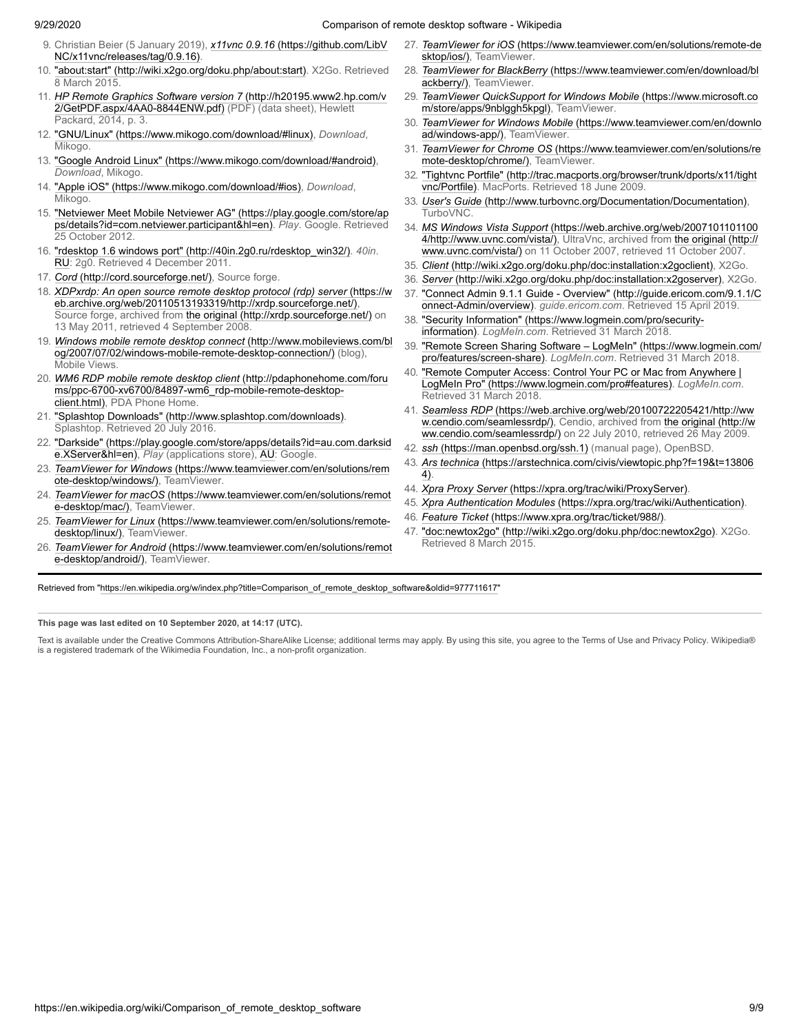9. Christian Beier (5 January 2019), *x11vnc 0.9.16* (https://github.com/LibVNC/x11vnc/releases/tag/0.9.16).
10. "about:start" (http://wiki.x2go.org/doku.php/about:start). X2Go. Retrieved 8 March 2015.
11. *HP Remote Graphics Software version 7* (http://h20195.www2.hp.com/v2/GetPDF.aspx/4AA0-8844ENW.pdf) (PDF) (data sheet), Hewlett Packard, 2014, p. 3.
12. "GNU/Linux" (https://www.mikogo.com/download/#linux), *Download*, Mikogo.
13. "Google Android Linux" (https://www.mikogo.com/download/#android), *Download*, Mikogo.
14. "Apple iOS" (https://www.mikogo.com/download/#ios), *Download*, Mikogo.
15. "Netviewer Meet Mobile Netviewer AG" (https://play.google.com/store/apps/details?id=com.netviewer.participant&hl=en). *Play*. Google. Retrieved 25 October 2012.
16. "rdesktop 1.6 windows port" (http://40in.2g0.ru/rdesktop_win32/). *40in*. RU: 2g0. Retrieved 4 December 2011.
17. *Cord* (http://cord.sourceforge.net/), Source forge.
18. *XDPxrdp: An open source remote desktop protocol (rdp) server* (https://web.archive.org/web/20110513193319/http://xrdp.sourceforge.net/), Source forge, archived from the original (http://xrdp.sourceforge.net/) on 13 May 2011, retrieved 4 September 2008.
19. *Windows mobile remote desktop connect* (http://www.mobileviews.com/blog/2007/07/02/windows-mobile-remote-desktop-connection/) (blog), Mobile Views.
20. *WM6 RDP mobile remote desktop client* (http://pdaphonehome.com/forums/ppc-6700-xv6700/84897-wm6_rdp-mobile-remote-desktop-client.html), PDA Phone Home.
21. "Splashtop Downloads" (http://www.splashtop.com/downloads). Splashtop. Retrieved 20 July 2016.
22. "Darkside" (https://play.google.com/store/apps/details?id=au.com.darkside.XServer&hl=en), *Play* (applications store), AU: Google.
23. *TeamViewer for Windows* (https://www.teamviewer.com/en/solutions/remote-desktop/windows/), TeamViewer.
24. *TeamViewer for macOS* (https://www.teamviewer.com/en/solutions/remote-desktop/mac/), TeamViewer.
25. *TeamViewer for Linux* (https://www.teamviewer.com/en/solutions/remote-desktop/linux/), TeamViewer.
26. *TeamViewer for Android* (https://www.teamviewer.com/en/solutions/remote-desktop/android/), TeamViewer.
27. *TeamViewer for iOS* (https://www.teamviewer.com/en/solutions/remote-desktop/ios/), TeamViewer.
28. *TeamViewer for BlackBerry* (https://www.teamviewer.com/en/download/blackberry/), TeamViewer.
29. *TeamViewer QuickSupport for Windows Mobile* (https://www.microsoft.com/store/apps/9nblggh5kpgl), TeamViewer.
30. *TeamViewer for Windows Mobile* (https://www.teamviewer.com/en/download/windows-app/), TeamViewer.
31. *TeamViewer for Chrome OS* (https://www.teamviewer.com/en/solutions/remote-desktop/chrome/), TeamViewer.
32. "Tightvnc Portfile" (http://trac.macports.org/browser/trunk/dports/x11/tightvnc/Portfile). MacPorts. Retrieved 18 June 2009.
33. *User's Guide* (http://www.turbovnc.org/Documentation/Documentation), TurboVNC.
34. *MS Windows Vista Support* (https://web.archive.org/web/20071011011004/http://www.uvnc.com/vista/), UltraVnc, archived from the original (http://www.uvnc.com/vista/) on 11 October 2007, retrieved 11 October 2007.
35. *Client* (http://wiki.x2go.org/doku.php/doc:installation:x2goclient), X2Go.
36. *Server* (http://wiki.x2go.org/doku.php/doc:installation:x2goserver), X2Go.
37. "Connect Admin 9.1.1 Guide - Overview" (http://guide.ericom.com/9.1.1/Connect-Admin/overview). *guide.ericom.com*. Retrieved 15 April 2019.
38. "Security Information" (https://www.logmein.com/pro/security-information). *LogMeIn.com*. Retrieved 31 March 2018.
39. "Remote Screen Sharing Software – LogMeIn" (https://www.logmein.com/pro/features/screen-share). *LogMeIn.com*. Retrieved 31 March 2018.
40. "Remote Computer Access: Control Your PC or Mac from Anywhere | LogMeIn Pro" (https://www.logmein.com/pro#features). *LogMeIn.com*. Retrieved 31 March 2018.
41. *Seamless RDP* (https://web.archive.org/web/20100722205421/http://www.cendio.com/seamlessrdp/), Cendio, archived from the original (http://www.cendio.com/seamlessrdp/) on 22 July 2010, retrieved 26 May 2009.
42. *ssh* (https://man.openbsd.org/ssh.1) (manual page), OpenBSD.
43. *Ars technica* (https://arstechnica.com/civis/viewtopic.php?f=19&t=138064).
44. *Xpra Proxy Server* (https://xpra.org/trac/wiki/ProxyServer).
45. *Xpra Authentication Modules* (https://xpra.org/trac/wiki/Authentication).
46. *Feature Ticket* (https://www.xpra.org/trac/ticket/988/).
47. "doc:newtox2go" (http://wiki.x2go.org/doku.php/doc:newtox2go). X2Go. Retrieved 8 March 2015.

Retrieved from "https://en.wikipedia.org/w/index.php?title=Comparison_of_remote_desktop_software&oldid=977711617"

**This page was last edited on 10 September 2020, at 14:17 (UTC).**

Text is available under the Creative Commons Attribution-ShareAlike License; additional terms may apply. By using this site, you agree to the Terms of Use and Privacy Policy. Wikipedia® is a registered trademark of the Wikimedia Foundation, Inc., a non-profit organization.